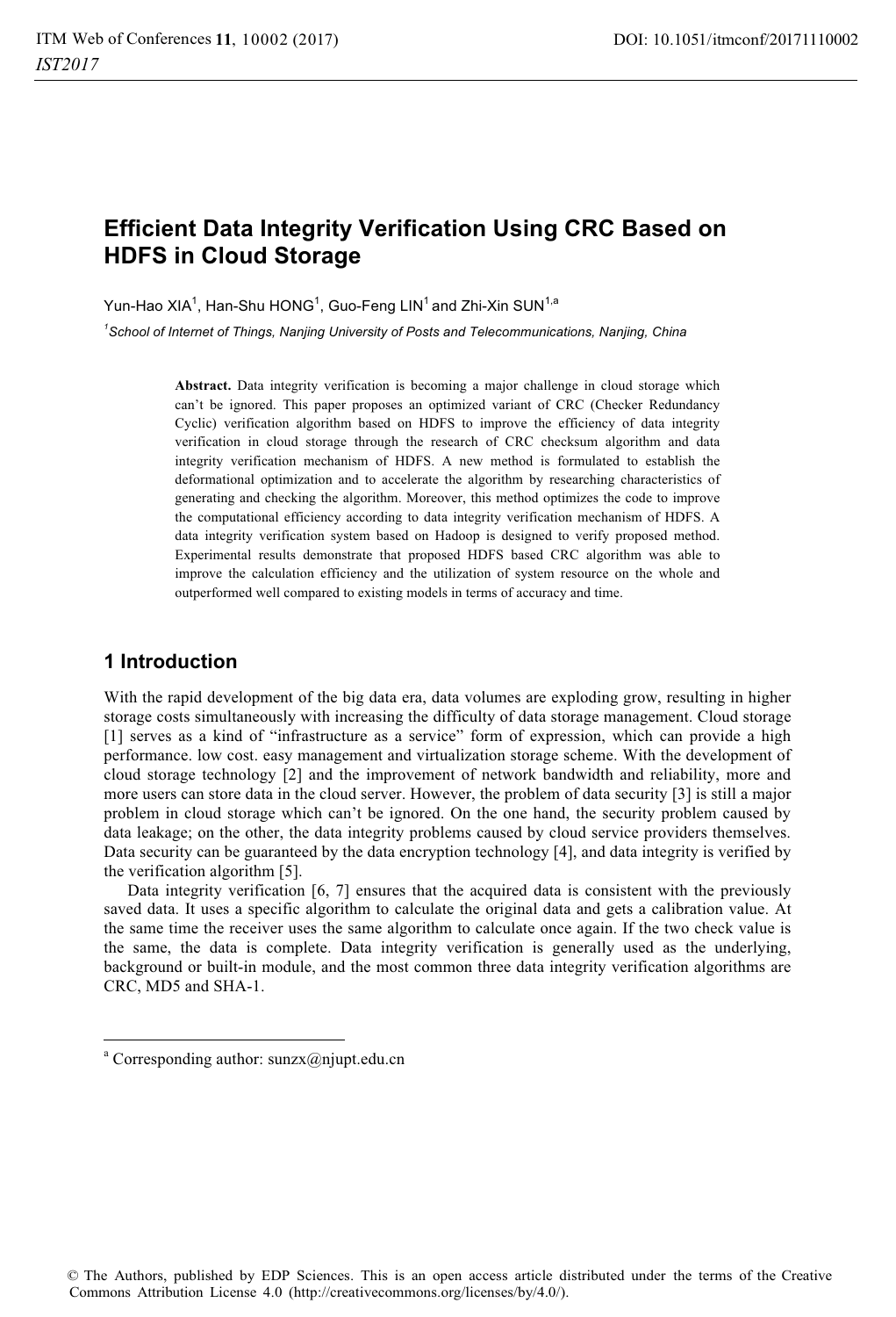# Efficient Data Integrity Verification Using CRC Based on HDFS in Cloud Storage

Yun-Hao XIA[1], Han-Shu HONG[1], Guo-Feng LIN[1] and Zhi-Xin SUN[1,a]

[1]*School of Internet of Things, Nanjing University of Posts and Telecommunications, Nanjing, China*

**Abstract.** Data integrity verification is becoming a major challenge in cloud storage which can't be ignored. This paper proposes an optimized variant of CRC (Checker Redundancy Cyclic) verification algorithm based on HDFS to improve the efficiency of data integrity verification in cloud storage through the research of CRC checksum algorithm and data integrity verification mechanism of HDFS. A new method is formulated to establish the deformational optimization and to accelerate the algorithm by researching characteristics of generating and checking the algorithm. Moreover, this method optimizes the code to improve the computational efficiency according to data integrity verification mechanism of HDFS. A data integrity verification system based on Hadoop is designed to verify proposed method. Experimental results demonstrate that proposed HDFS based CRC algorithm was able to improve the calculation efficiency and the utilization of system resource on the whole and outperformed well compared to existing models in terms of accuracy and time.

## 1 Introduction

With the rapid development of the big data era, data volumes are exploding grow, resulting in higher storage costs simultaneously with increasing the difficulty of data storage management. Cloud storage [1] serves as a kind of "infrastructure as a service" form of expression, which can provide a high performance. low cost. easy management and virtualization storage scheme. With the development of cloud storage technology [2] and the improvement of network bandwidth and reliability, more and more users can store data in the cloud server. However, the problem of data security [3] is still a major problem in cloud storage which can't be ignored. On the one hand, the security problem caused by data leakage; on the other, the data integrity problems caused by cloud service providers themselves. Data security can be guaranteed by the data encryption technology [4], and data integrity is verified by the verification algorithm [5].

Data integrity verification [6, 7] ensures that the acquired data is consistent with the previously saved data. It uses a specific algorithm to calculate the original data and gets a calibration value. At the same time the receiver uses the same algorithm to calculate once again. If the two check value is the same, the data is complete. Data integrity verification is generally used as the underlying, background or built-in module, and the most common three data integrity verification algorithms are CRC, MD5 and SHA-1.

[a] Corresponding author: sunzx@njupt.edu.cn

© The Authors, published by EDP Sciences. This is an open access article distributed under the terms of the Creative Commons Attribution License 4.0 (http://creativecommons.org/licenses/by/4.0/).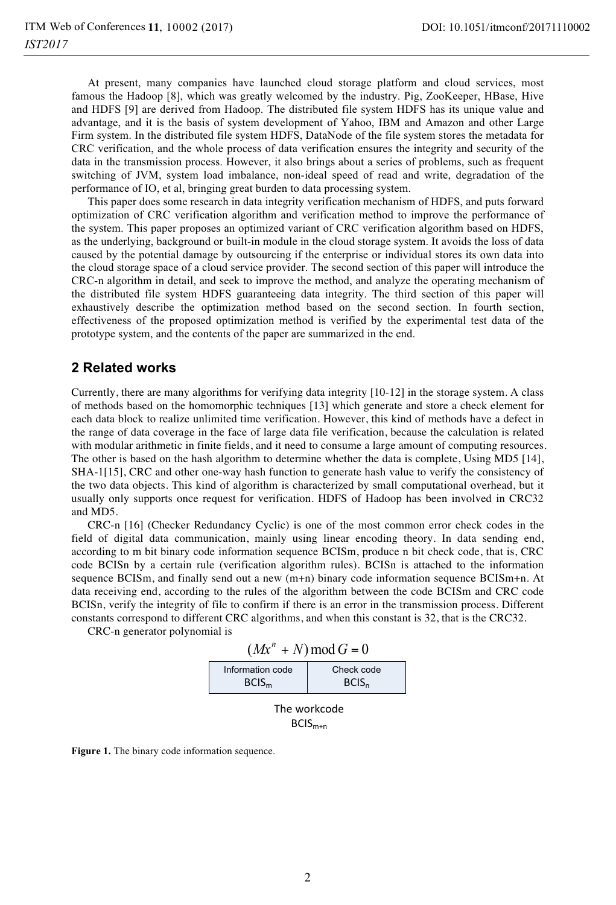At present, many companies have launched cloud storage platform and cloud services, most famous the Hadoop [8], which was greatly welcomed by the industry. Pig, ZooKeeper, HBase, Hive and HDFS [9] are derived from Hadoop. The distributed file system HDFS has its unique value and advantage, and it is the basis of system development of Yahoo, IBM and Amazon and other Large Firm system. In the distributed file system HDFS, DataNode of the file system stores the metadata for CRC verification, and the whole process of data verification ensures the integrity and security of the data in the transmission process. However, it also brings about a series of problems, such as frequent switching of JVM, system load imbalance, non-ideal speed of read and write, degradation of the performance of IO, et al, bringing great burden to data processing system.

This paper does some research in data integrity verification mechanism of HDFS, and puts forward optimization of CRC verification algorithm and verification method to improve the performance of the system. This paper proposes an optimized variant of CRC verification algorithm based on HDFS, as the underlying, background or built-in module in the cloud storage system. It avoids the loss of data caused by the potential damage by outsourcing if the enterprise or individual stores its own data into the cloud storage space of a cloud service provider. The second section of this paper will introduce the CRC-n algorithm in detail, and seek to improve the method, and analyze the operating mechanism of the distributed file system HDFS guaranteeing data integrity. The third section of this paper will exhaustively describe the optimization method based on the second section. In fourth section, effectiveness of the proposed optimization method is verified by the experimental test data of the prototype system, and the contents of the paper are summarized in the end.

## 2 Related works

Currently, there are many algorithms for verifying data integrity [10-12] in the storage system. A class of methods based on the homomorphic techniques [13] which generate and store a check element for each data block to realize unlimited time verification. However, this kind of methods have a defect in the range of data coverage in the face of large data file verification, because the calculation is related with modular arithmetic in finite fields, and it need to consume a large amount of computing resources. The other is based on the hash algorithm to determine whether the data is complete, Using MD5 [14], SHA-1[15], CRC and other one-way hash function to generate hash value to verify the consistency of the two data objects. This kind of algorithm is characterized by small computational overhead, but it usually only supports once request for verification. HDFS of Hadoop has been involved in CRC32 and MD5.

CRC-n [16] (Checker Redundancy Cyclic) is one of the most common error check codes in the field of digital data communication, mainly using linear encoding theory. In data sending end, according to m bit binary code information sequence BCISm, produce n bit check code, that is, CRC code BCISn by a certain rule (verification algorithm rules). BCISn is attached to the information sequence BCISm, and finally send out a new (m+n) binary code information sequence BCISm+n. At data receiving end, according to the rules of the algorithm between the code BCISm and CRC code BCISn, verify the integrity of file to confirm if there is an error in the transmission process. Different constants correspond to different CRC algorithms, and when this constant is 32, that is the CRC32.

CRC-n generator polynomial is

$$(Mx^n + N) \bmod G = 0$$

| Information code $BCIS_m$ | Check code $BCIS_n$ |
|---|---|

The workcode $BCIS_{m+n}$

**Figure 1.** The binary code information sequence.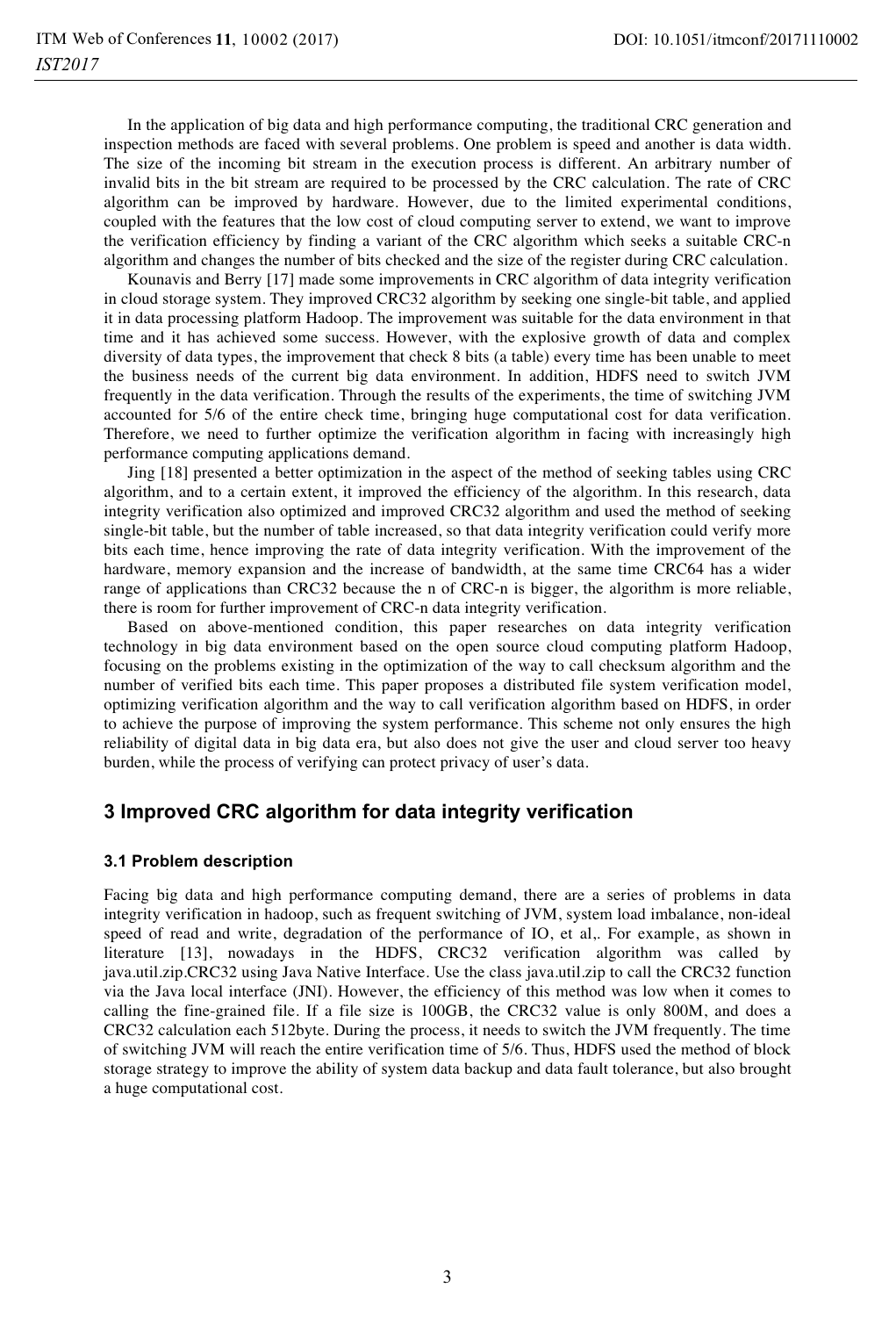In the application of big data and high performance computing, the traditional CRC generation and inspection methods are faced with several problems. One problem is speed and another is data width. The size of the incoming bit stream in the execution process is different. An arbitrary number of invalid bits in the bit stream are required to be processed by the CRC calculation. The rate of CRC algorithm can be improved by hardware. However, due to the limited experimental conditions, coupled with the features that the low cost of cloud computing server to extend, we want to improve the verification efficiency by finding a variant of the CRC algorithm which seeks a suitable CRC-n algorithm and changes the number of bits checked and the size of the register during CRC calculation.

Kounavis and Berry [17] made some improvements in CRC algorithm of data integrity verification in cloud storage system. They improved CRC32 algorithm by seeking one single-bit table, and applied it in data processing platform Hadoop. The improvement was suitable for the data environment in that time and it has achieved some success. However, with the explosive growth of data and complex diversity of data types, the improvement that check 8 bits (a table) every time has been unable to meet the business needs of the current big data environment. In addition, HDFS need to switch JVM frequently in the data verification. Through the results of the experiments, the time of switching JVM accounted for 5/6 of the entire check time, bringing huge computational cost for data verification. Therefore, we need to further optimize the verification algorithm in facing with increasingly high performance computing applications demand.

Jing [18] presented a better optimization in the aspect of the method of seeking tables using CRC algorithm, and to a certain extent, it improved the efficiency of the algorithm. In this research, data integrity verification also optimized and improved CRC32 algorithm and used the method of seeking single-bit table, but the number of table increased, so that data integrity verification could verify more bits each time, hence improving the rate of data integrity verification. With the improvement of the hardware, memory expansion and the increase of bandwidth, at the same time CRC64 has a wider range of applications than CRC32 because the n of CRC-n is bigger, the algorithm is more reliable, there is room for further improvement of CRC-n data integrity verification.

Based on above-mentioned condition, this paper researches on data integrity verification technology in big data environment based on the open source cloud computing platform Hadoop, focusing on the problems existing in the optimization of the way to call checksum algorithm and the number of verified bits each time. This paper proposes a distributed file system verification model, optimizing verification algorithm and the way to call verification algorithm based on HDFS, in order to achieve the purpose of improving the system performance. This scheme not only ensures the high reliability of digital data in big data era, but also does not give the user and cloud server too heavy burden, while the process of verifying can protect privacy of user's data.

## 3 Improved CRC algorithm for data integrity verification

### 3.1 Problem description

Facing big data and high performance computing demand, there are a series of problems in data integrity verification in hadoop, such as frequent switching of JVM, system load imbalance, non-ideal speed of read and write, degradation of the performance of IO, et al,. For example, as shown in literature [13], nowadays in the HDFS, CRC32 verification algorithm was called by java.util.zip.CRC32 using Java Native Interface. Use the class java.util.zip to call the CRC32 function via the Java local interface (JNI). However, the efficiency of this method was low when it comes to calling the fine-grained file. If a file size is 100GB, the CRC32 value is only 800M, and does a CRC32 calculation each 512byte. During the process, it needs to switch the JVM frequently. The time of switching JVM will reach the entire verification time of 5/6. Thus, HDFS used the method of block storage strategy to improve the ability of system data backup and data fault tolerance, but also brought a huge computational cost.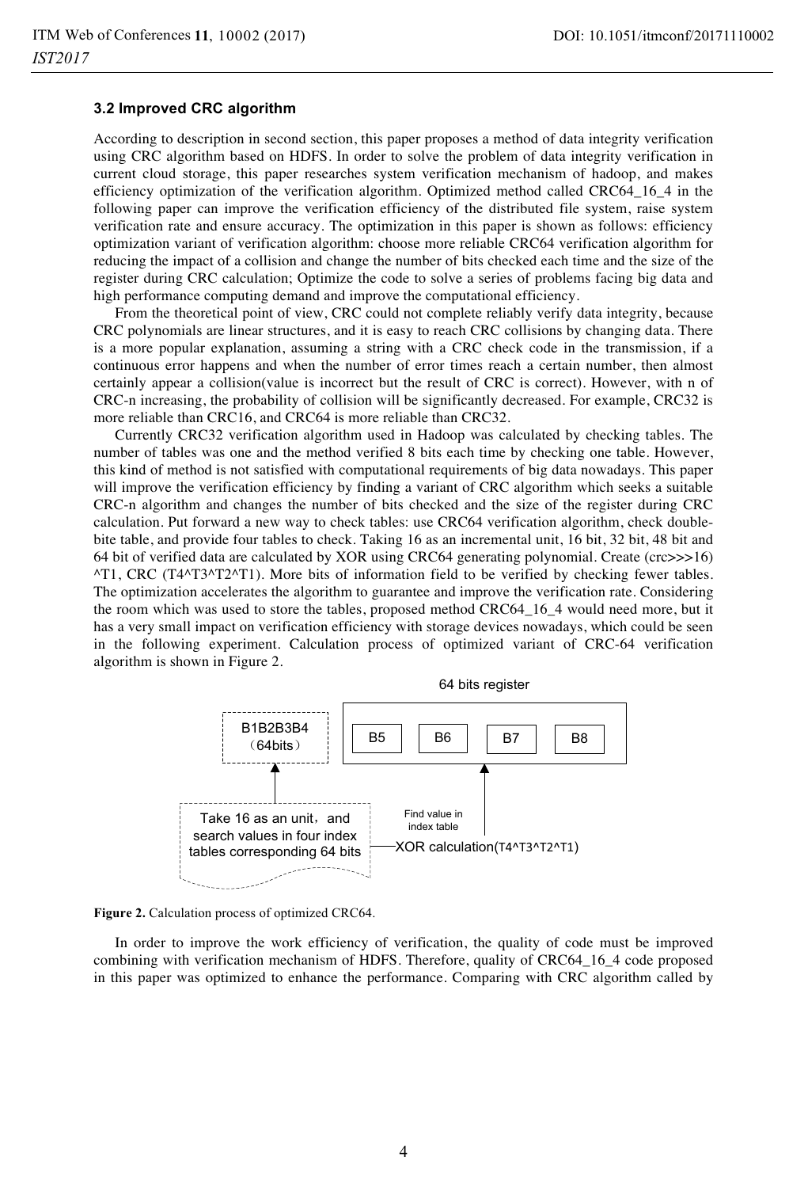### 3.2 Improved CRC algorithm

According to description in second section, this paper proposes a method of data integrity verification using CRC algorithm based on HDFS. In order to solve the problem of data integrity verification in current cloud storage, this paper researches system verification mechanism of hadoop, and makes efficiency optimization of the verification algorithm. Optimized method called CRC64_16_4 in the following paper can improve the verification efficiency of the distributed file system, raise system verification rate and ensure accuracy. The optimization in this paper is shown as follows: efficiency optimization variant of verification algorithm: choose more reliable CRC64 verification algorithm for reducing the impact of a collision and change the number of bits checked each time and the size of the register during CRC calculation; Optimize the code to solve a series of problems facing big data and high performance computing demand and improve the computational efficiency.

From the theoretical point of view, CRC could not complete reliably verify data integrity, because CRC polynomials are linear structures, and it is easy to reach CRC collisions by changing data. There is a more popular explanation, assuming a string with a CRC check code in the transmission, if a continuous error happens and when the number of error times reach a certain number, then almost certainly appear a collision(value is incorrect but the result of CRC is correct). However, with n of CRC-n increasing, the probability of collision will be significantly decreased. For example, CRC32 is more reliable than CRC16, and CRC64 is more reliable than CRC32.

Currently CRC32 verification algorithm used in Hadoop was calculated by checking tables. The number of tables was one and the method verified 8 bits each time by checking one table. However, this kind of method is not satisfied with computational requirements of big data nowadays. This paper will improve the verification efficiency by finding a variant of CRC algorithm which seeks a suitable CRC-n algorithm and changes the number of bits checked and the size of the register during CRC calculation. Put forward a new way to check tables: use CRC64 verification algorithm, check double-bite table, and provide four tables to check. Taking 16 as an incremental unit, 16 bit, 32 bit, 48 bit and 64 bit of verified data are calculated by XOR using CRC64 generating polynomial. Create (crc>>>16) ^T1, CRC (T4^T3^T2^T1). More bits of information field to be verified by checking fewer tables. The optimization accelerates the algorithm to guarantee and improve the verification rate. Considering the room which was used to store the tables, proposed method CRC64_16_4 would need more, but it has a very small impact on verification efficiency with storage devices nowadays, which could be seen in the following experiment. Calculation process of optimized variant of CRC-64 verification algorithm is shown in Figure 2.

64 bits register

B1B2B3B4 （64bits） | B5 | B6 | B7 | B8

Take 16 as an unit, and search values in four index tables corresponding 64 bits

Find value in index table

XOR calculation(T4^T3^T2^T1)

**Figure 2.** Calculation process of optimized CRC64.

In order to improve the work efficiency of verification, the quality of code must be improved combining with verification mechanism of HDFS. Therefore, quality of CRC64_16_4 code proposed in this paper was optimized to enhance the performance. Comparing with CRC algorithm called by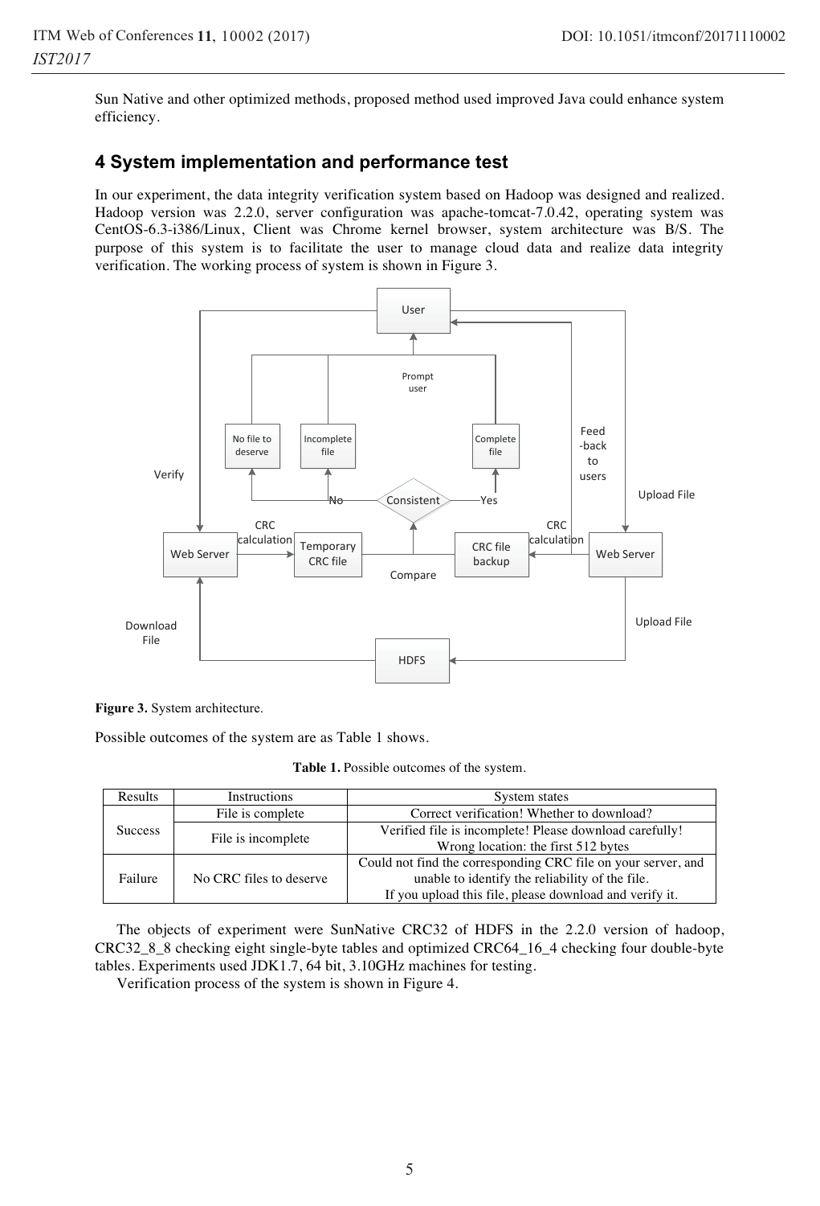Sun Native and other optimized methods, proposed method used improved Java could enhance system efficiency.

## 4 System implementation and performance test

In our experiment, the data integrity verification system based on Hadoop was designed and realized. Hadoop version was 2.2.0, server configuration was apache-tomcat-7.0.42, operating system was CentOS-6.3-i386/Linux, Client was Chrome kernel browser, system architecture was B/S. The purpose of this system is to facilitate the user to manage cloud data and realize data integrity verification. The working process of system is shown in Figure 3.

**Figure 3.** System architecture.

Possible outcomes of the system are as Table 1 shows.

**Table 1.** Possible outcomes of the system.

| Results | Instructions | System states |
|---|---|---|
| Success | File is complete | Correct verification! Whether to download? |
| | File is incomplete | Verified file is incomplete! Please download carefully! Wrong location: the first 512 bytes |
| Failure | No CRC files to deserve | Could not find the corresponding CRC file on your server, and unable to identify the reliability of the file. If you upload this file, please download and verify it. |

The objects of experiment were SunNative CRC32 of HDFS in the 2.2.0 version of hadoop, CRC32_8_8 checking eight single-byte tables and optimized CRC64_16_4 checking four double-byte tables. Experiments used JDK1.7, 64 bit, 3.10GHz machines for testing.

Verification process of the system is shown in Figure 4.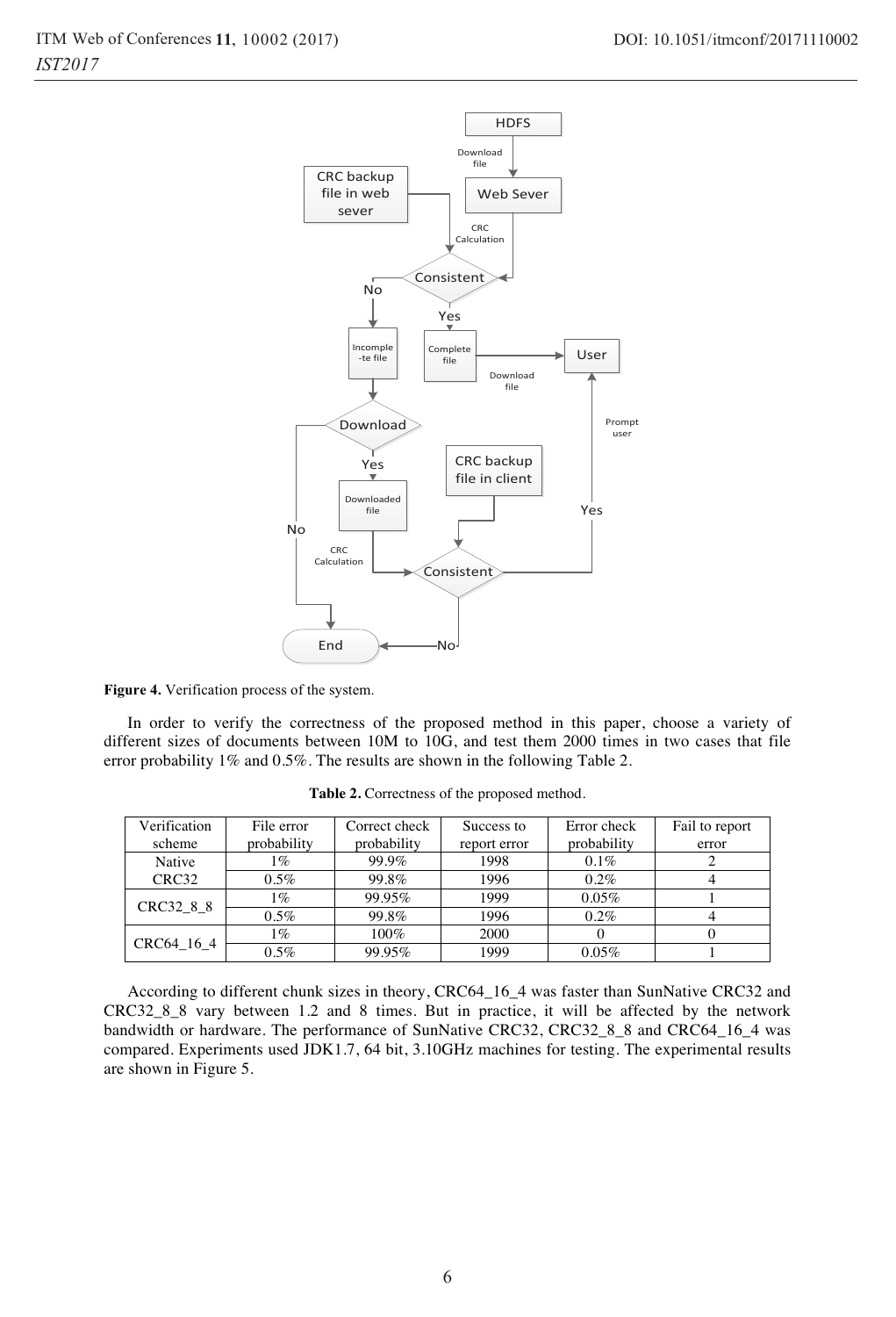**Figure 4.** Verification process of the system.

In order to verify the correctness of the proposed method in this paper, choose a variety of different sizes of documents between 10M to 10G, and test them 2000 times in two cases that file error probability 1% and 0.5%. The results are shown in the following Table 2.

**Table 2.** Correctness of the proposed method.

| Verification scheme | File error probability | Correct check probability | Success to report error | Error check probability | Fail to report error |
|---|---|---|---|---|---|
| Native CRC32 | 1% | 99.9% | 1998 | 0.1% | 2 |
| | 0.5% | 99.8% | 1996 | 0.2% | 4 |
| CRC32_8_8 | 1% | 99.95% | 1999 | 0.05% | 1 |
| | 0.5% | 99.8% | 1996 | 0.2% | 4 |
| CRC64_16_4 | 1% | 100% | 2000 | 0 | 0 |
| | 0.5% | 99.95% | 1999 | 0.05% | 1 |

According to different chunk sizes in theory, CRC64_16_4 was faster than SunNative CRC32 and CRC32_8_8 vary between 1.2 and 8 times. But in practice, it will be affected by the network bandwidth or hardware. The performance of SunNative CRC32, CRC32_8_8 and CRC64_16_4 was compared. Experiments used JDK1.7, 64 bit, 3.10GHz machines for testing. The experimental results are shown in Figure 5.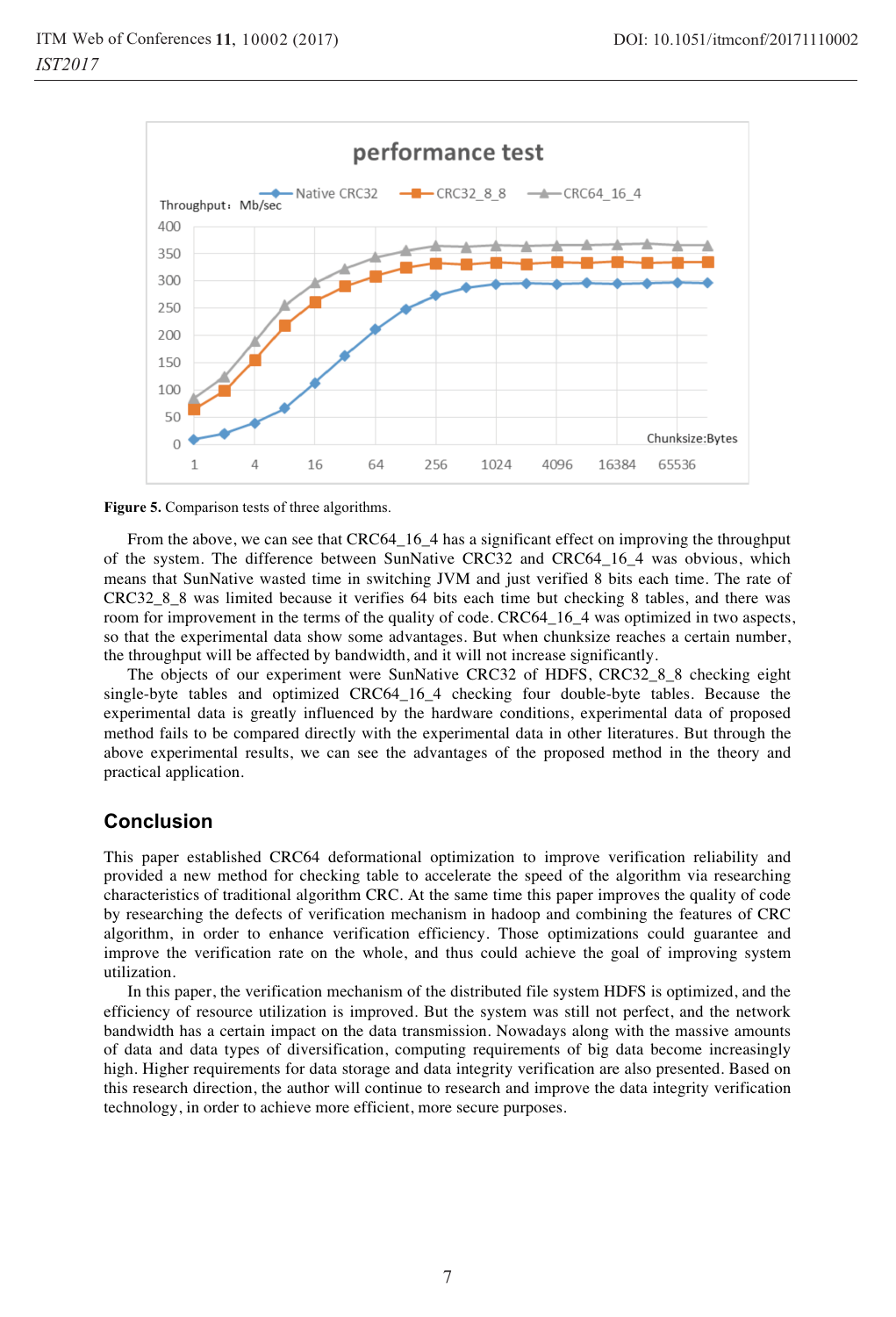Figure 5. Comparison tests of three algorithms.

From the above, we can see that CRC64_16_4 has a significant effect on improving the throughput of the system. The difference between SunNative CRC32 and CRC64_16_4 was obvious, which means that SunNative wasted time in switching JVM and just verified 8 bits each time. The rate of CRC32_8_8 was limited because it verifies 64 bits each time but checking 8 tables, and there was room for improvement in the terms of the quality of code. CRC64_16_4 was optimized in two aspects, so that the experimental data show some advantages. But when chunksize reaches a certain number, the throughput will be affected by bandwidth, and it will not increase significantly.

The objects of our experiment were SunNative CRC32 of HDFS, CRC32_8_8 checking eight single-byte tables and optimized CRC64_16_4 checking four double-byte tables. Because the experimental data is greatly influenced by the hardware conditions, experimental data of proposed method fails to be compared directly with the experimental data in other literatures. But through the above experimental results, we can see the advantages of the proposed method in the theory and practical application.

## Conclusion

This paper established CRC64 deformational optimization to improve verification reliability and provided a new method for checking table to accelerate the speed of the algorithm via researching characteristics of traditional algorithm CRC. At the same time this paper improves the quality of code by researching the defects of verification mechanism in hadoop and combining the features of CRC algorithm, in order to enhance verification efficiency. Those optimizations could guarantee and improve the verification rate on the whole, and thus could achieve the goal of improving system utilization.

In this paper, the verification mechanism of the distributed file system HDFS is optimized, and the efficiency of resource utilization is improved. But the system was still not perfect, and the network bandwidth has a certain impact on the data transmission. Nowadays along with the massive amounts of data and data types of diversification, computing requirements of big data become increasingly high. Higher requirements for data storage and data integrity verification are also presented. Based on this research direction, the author will continue to research and improve the data integrity verification technology, in order to achieve more efficient, more secure purposes.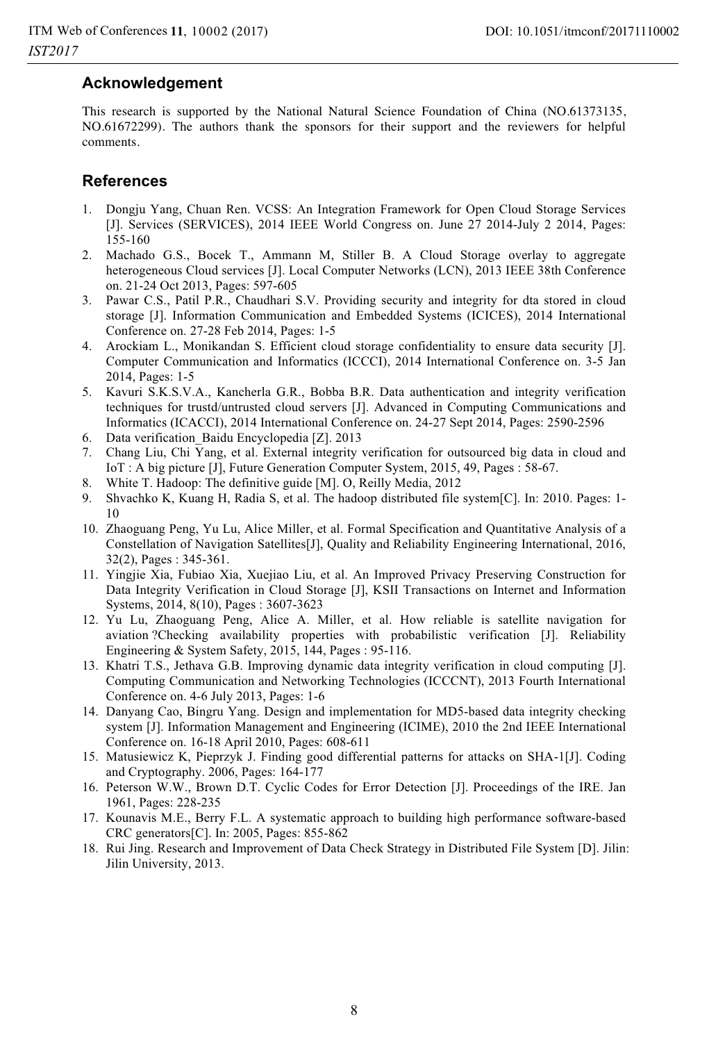## Acknowledgement

This research is supported by the National Natural Science Foundation of China (NO.61373135, NO.61672299). The authors thank the sponsors for their support and the reviewers for helpful comments.

## References

1. Dongju Yang, Chuan Ren. VCSS: An Integration Framework for Open Cloud Storage Services [J]. Services (SERVICES), 2014 IEEE World Congress on. June 27 2014-July 2 2014, Pages: 155-160
2. Machado G.S., Bocek T., Ammann M, Stiller B. A Cloud Storage overlay to aggregate heterogeneous Cloud services [J]. Local Computer Networks (LCN), 2013 IEEE 38th Conference on. 21-24 Oct 2013, Pages: 597-605
3. Pawar C.S., Patil P.R., Chaudhari S.V. Providing security and integrity for dta stored in cloud storage [J]. Information Communication and Embedded Systems (ICICES), 2014 International Conference on. 27-28 Feb 2014, Pages: 1-5
4. Arockiam L., Monikandan S. Efficient cloud storage confidentiality to ensure data security [J]. Computer Communication and Informatics (ICCCI), 2014 International Conference on. 3-5 Jan 2014, Pages: 1-5
5. Kavuri S.K.S.V.A., Kancherla G.R., Bobba B.R. Data authentication and integrity verification techniques for trustd/untrusted cloud servers [J]. Advanced in Computing Communications and Informatics (ICACCI), 2014 International Conference on. 24-27 Sept 2014, Pages: 2590-2596
6. Data verification_Baidu Encyclopedia [Z]. 2013
7. Chang Liu, Chi Yang, et al. External integrity verification for outsourced big data in cloud and IoT : A big picture [J], Future Generation Computer System, 2015, 49, Pages : 58-67.
8. White T. Hadoop: The definitive guide [M]. O, Reilly Media, 2012
9. Shvachko K, Kuang H, Radia S, et al. The hadoop distributed file system[C]. In: 2010. Pages: 1-10
10. Zhaoguang Peng, Yu Lu, Alice Miller, et al. Formal Specification and Quantitative Analysis of a Constellation of Navigation Satellites[J], Quality and Reliability Engineering International, 2016, 32(2), Pages : 345-361.
11. Yingjie Xia, Fubiao Xia, Xuejiao Liu, et al. An Improved Privacy Preserving Construction for Data Integrity Verification in Cloud Storage [J], KSII Transactions on Internet and Information Systems, 2014, 8(10), Pages : 3607-3623
12. Yu Lu, Zhaoguang Peng, Alice A. Miller, et al. How reliable is satellite navigation for aviation ?Checking availability properties with probabilistic verification [J]. Reliability Engineering & System Safety, 2015, 144, Pages : 95-116.
13. Khatri T.S., Jethava G.B. Improving dynamic data integrity verification in cloud computing [J]. Computing Communication and Networking Technologies (ICCCNT), 2013 Fourth International Conference on. 4-6 July 2013, Pages: 1-6
14. Danyang Cao, Bingru Yang. Design and implementation for MD5-based data integrity checking system [J]. Information Management and Engineering (ICIME), 2010 the 2nd IEEE International Conference on. 16-18 April 2010, Pages: 608-611
15. Matusiewicz K, Pieprzyk J. Finding good differential patterns for attacks on SHA-1[J]. Coding and Cryptography. 2006, Pages: 164-177
16. Peterson W.W., Brown D.T. Cyclic Codes for Error Detection [J]. Proceedings of the IRE. Jan 1961, Pages: 228-235
17. Kounavis M.E., Berry F.L. A systematic approach to building high performance software-based CRC generators[C]. In: 2005, Pages: 855-862
18. Rui Jing. Research and Improvement of Data Check Strategy in Distributed File System [D]. Jilin: Jilin University, 2013.